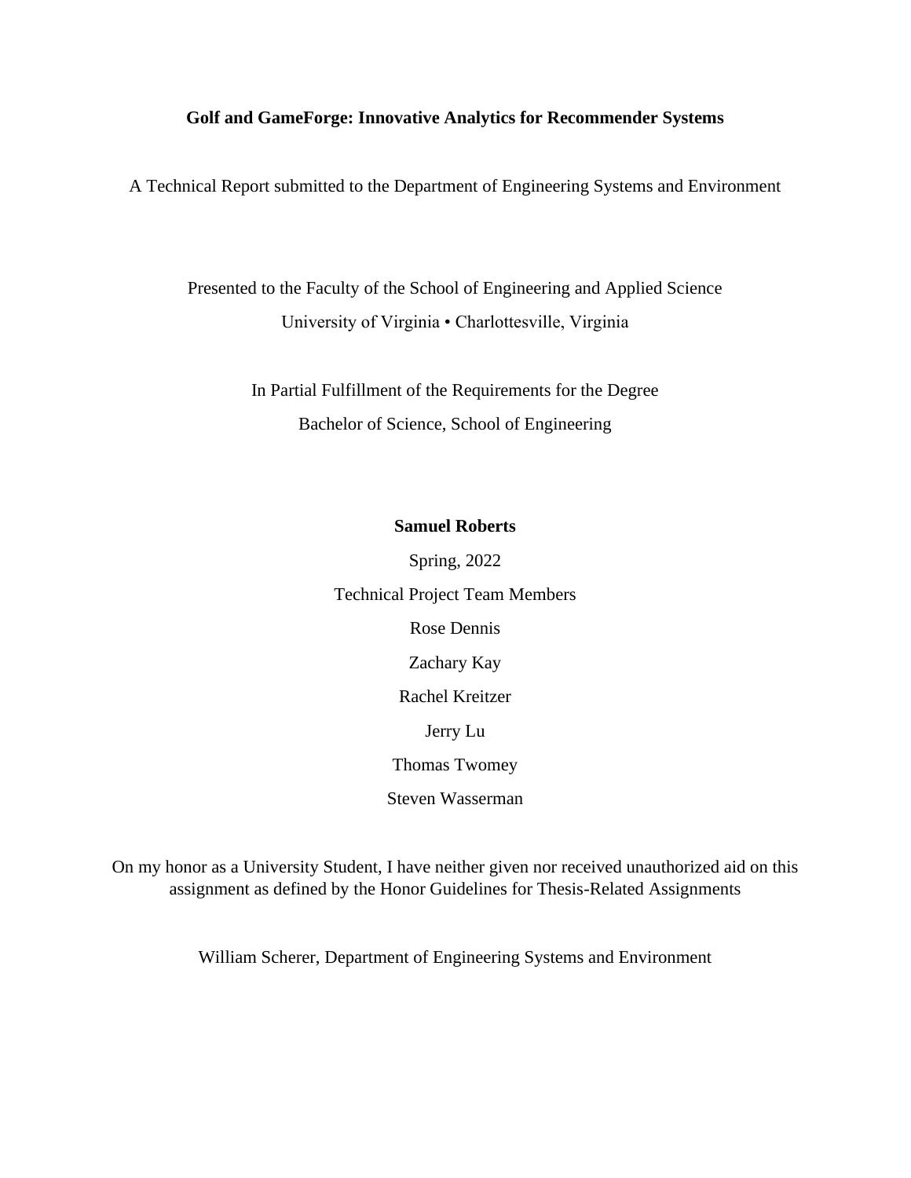# Golf and GameForge: Innovative Analytics for Recommender Systems

A Technical Report submitted to the Department of Engineering Systems and Environment

Presented to the Faculty of the School of Engineering and Applied Science

University of Virginia • Charlottesville, Virginia

In Partial Fulfillment of the Requirements for the Degree

Bachelor of Science, School of Engineering

**Samuel Roberts**

Spring, 2022

Technical Project Team Members

Rose Dennis

Zachary Kay

Rachel Kreitzer

Jerry Lu

Thomas Twomey

Steven Wasserman

On my honor as a University Student, I have neither given nor received unauthorized aid on this assignment as defined by the Honor Guidelines for Thesis-Related Assignments

William Scherer, Department of Engineering Systems and Environment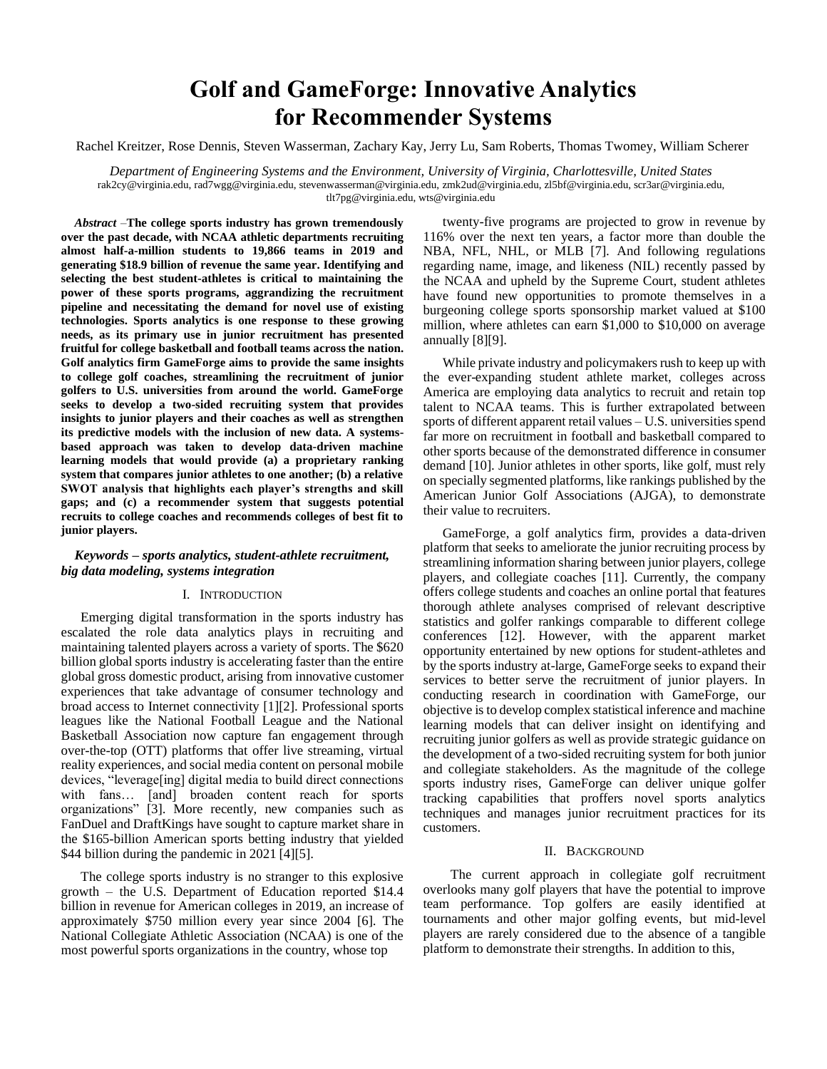# Golf and GameForge: Innovative Analytics for Recommender Systems

Rachel Kreitzer, Rose Dennis, Steven Wasserman, Zachary Kay, Jerry Lu, Sam Roberts, Thomas Twomey, William Scherer

*Department of Engineering Systems and the Environment, University of Virginia, Charlottesville, United States*
rak2cy@virginia.edu, rad7wgg@virginia.edu, stevenwasserman@virginia.edu, zmk2ud@virginia.edu, zl5bf@virginia.edu, scr3ar@virginia.edu, tlt7pg@virginia.edu, wts@virginia.edu

***Abstract*** *–***The college sports industry has grown tremendously over the past decade, with NCAA athletic departments recruiting almost half-a-million students to 19,866 teams in 2019 and generating $18.9 billion of revenue the same year. Identifying and selecting the best student-athletes is critical to maintaining the power of these sports programs, aggrandizing the recruitment pipeline and necessitating the demand for novel use of existing technologies. Sports analytics is one response to these growing needs, as its primary use in junior recruitment has presented fruitful for college basketball and football teams across the nation. Golf analytics firm GameForge aims to provide the same insights to college golf coaches, streamlining the recruitment of junior golfers to U.S. universities from around the world. GameForge seeks to develop a two-sided recruiting system that provides insights to junior players and their coaches as well as strengthen its predictive models with the inclusion of new data. A systems-based approach was taken to develop data-driven machine learning models that would provide (a) a proprietary ranking system that compares junior athletes to one another; (b) a relative SWOT analysis that highlights each player's strengths and skill gaps; and (c) a recommender system that suggests potential recruits to college coaches and recommends colleges of best fit to junior players.**

***Keywords – sports analytics, student-athlete recruitment, big data modeling, systems integration***

## I. Introduction

Emerging digital transformation in the sports industry has escalated the role data analytics plays in recruiting and maintaining talented players across a variety of sports. The $620 billion global sports industry is accelerating faster than the entire global gross domestic product, arising from innovative customer experiences that take advantage of consumer technology and broad access to Internet connectivity [1][2]. Professional sports leagues like the National Football League and the National Basketball Association now capture fan engagement through over-the-top (OTT) platforms that offer live streaming, virtual reality experiences, and social media content on personal mobile devices, "leverage[ing] digital media to build direct connections with fans… [and] broaden content reach for sports organizations" [3]. More recently, new companies such as FanDuel and DraftKings have sought to capture market share in the $165-billion American sports betting industry that yielded $44 billion during the pandemic in 2021 [4][5].

The college sports industry is no stranger to this explosive growth – the U.S. Department of Education reported $14.4 billion in revenue for American colleges in 2019, an increase of approximately $750 million every year since 2004 [6]. The National Collegiate Athletic Association (NCAA) is one of the most powerful sports organizations in the country, whose top twenty-five programs are projected to grow in revenue by 116% over the next ten years, a factor more than double the NBA, NFL, NHL, or MLB [7]. And following regulations regarding name, image, and likeness (NIL) recently passed by the NCAA and upheld by the Supreme Court, student athletes have found new opportunities to promote themselves in a burgeoning college sports sponsorship market valued at $100 million, where athletes can earn $1,000 to $10,000 on average annually [8][9].

While private industry and policymakers rush to keep up with the ever-expanding student athlete market, colleges across America are employing data analytics to recruit and retain top talent to NCAA teams. This is further extrapolated between sports of different apparent retail values – U.S. universities spend far more on recruitment in football and basketball compared to other sports because of the demonstrated difference in consumer demand [10]. Junior athletes in other sports, like golf, must rely on specially segmented platforms, like rankings published by the American Junior Golf Associations (AJGA), to demonstrate their value to recruiters.

GameForge, a golf analytics firm, provides a data-driven platform that seeks to ameliorate the junior recruiting process by streamlining information sharing between junior players, college players, and collegiate coaches [11]. Currently, the company offers college students and coaches an online portal that features thorough athlete analyses comprised of relevant descriptive statistics and golfer rankings comparable to different college conferences [12]. However, with the apparent market opportunity entertained by new options for student-athletes and by the sports industry at-large, GameForge seeks to expand their services to better serve the recruitment of junior players. In conducting research in coordination with GameForge, our objective is to develop complex statistical inference and machine learning models that can deliver insight on identifying and recruiting junior golfers as well as provide strategic guidance on the development of a two-sided recruiting system for both junior and collegiate stakeholders. As the magnitude of the college sports industry rises, GameForge can deliver unique golfer tracking capabilities that proffers novel sports analytics techniques and manages junior recruitment practices for its customers.

## II. Background

The current approach in collegiate golf recruitment overlooks many golf players that have the potential to improve team performance. Top golfers are easily identified at tournaments and other major golfing events, but mid-level players are rarely considered due to the absence of a tangible platform to demonstrate their strengths. In addition to this,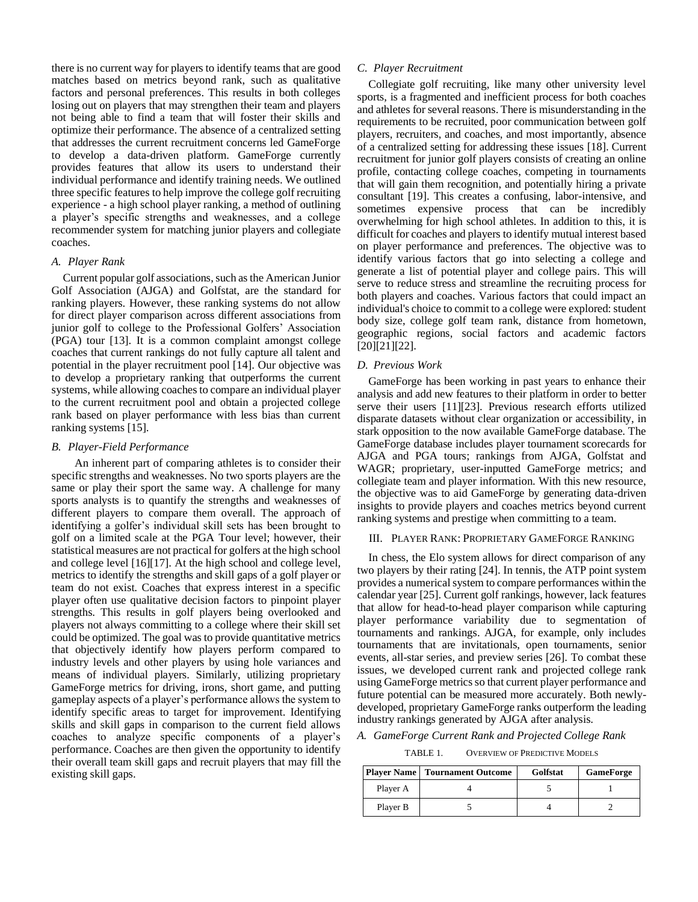there is no current way for players to identify teams that are good matches based on metrics beyond rank, such as qualitative factors and personal preferences. This results in both colleges losing out on players that may strengthen their team and players not being able to find a team that will foster their skills and optimize their performance. The absence of a centralized setting that addresses the current recruitment concerns led GameForge to develop a data-driven platform. GameForge currently provides features that allow its users to understand their individual performance and identify training needs. We outlined three specific features to help improve the college golf recruiting experience - a high school player ranking, a method of outlining a player's specific strengths and weaknesses, and a college recommender system for matching junior players and collegiate coaches.

### A. Player Rank

Current popular golf associations, such as the American Junior Golf Association (AJGA) and Golfstat, are the standard for ranking players. However, these ranking systems do not allow for direct player comparison across different associations from junior golf to college to the Professional Golfers' Association (PGA) tour [13]. It is a common complaint amongst college coaches that current rankings do not fully capture all talent and potential in the player recruitment pool [14]. Our objective was to develop a proprietary ranking that outperforms the current systems, while allowing coaches to compare an individual player to the current recruitment pool and obtain a projected college rank based on player performance with less bias than current ranking systems [15].

### B. Player-Field Performance

An inherent part of comparing athletes is to consider their specific strengths and weaknesses. No two sports players are the same or play their sport the same way. A challenge for many sports analysts is to quantify the strengths and weaknesses of different players to compare them overall. The approach of identifying a golfer's individual skill sets has been brought to golf on a limited scale at the PGA Tour level; however, their statistical measures are not practical for golfers at the high school and college level [16][17]. At the high school and college level, metrics to identify the strengths and skill gaps of a golf player or team do not exist. Coaches that express interest in a specific player often use qualitative decision factors to pinpoint player strengths. This results in golf players being overlooked and players not always committing to a college where their skill set could be optimized. The goal was to provide quantitative metrics that objectively identify how players perform compared to industry levels and other players by using hole variances and means of individual players. Similarly, utilizing proprietary GameForge metrics for driving, irons, short game, and putting gameplay aspects of a player's performance allows the system to identify specific areas to target for improvement. Identifying skills and skill gaps in comparison to the current field allows coaches to analyze specific components of a player's performance. Coaches are then given the opportunity to identify their overall team skill gaps and recruit players that may fill the existing skill gaps.

### C. Player Recruitment

Collegiate golf recruiting, like many other university level sports, is a fragmented and inefficient process for both coaches and athletes for several reasons. There is misunderstanding in the requirements to be recruited, poor communication between golf players, recruiters, and coaches, and most importantly, absence of a centralized setting for addressing these issues [18]. Current recruitment for junior golf players consists of creating an online profile, contacting college coaches, competing in tournaments that will gain them recognition, and potentially hiring a private consultant [19]. This creates a confusing, labor-intensive, and sometimes expensive process that can be incredibly overwhelming for high school athletes. In addition to this, it is difficult for coaches and players to identify mutual interest based on player performance and preferences. The objective was to identify various factors that go into selecting a college and generate a list of potential player and college pairs. This will serve to reduce stress and streamline the recruiting process for both players and coaches. Various factors that could impact an individual's choice to commit to a college were explored: student body size, college golf team rank, distance from hometown, geographic regions, social factors and academic factors [20][21][22].

### D. Previous Work

GameForge has been working in past years to enhance their analysis and add new features to their platform in order to better serve their users [11][23]. Previous research efforts utilized disparate datasets without clear organization or accessibility, in stark opposition to the now available GameForge database. The GameForge database includes player tournament scorecards for AJGA and PGA tours; rankings from AJGA, Golfstat and WAGR; proprietary, user-inputted GameForge metrics; and collegiate team and player information. With this new resource, the objective was to aid GameForge by generating data-driven insights to provide players and coaches metrics beyond current ranking systems and prestige when committing to a team.

## III. Player Rank: Proprietary GameForge Ranking

In chess, the Elo system allows for direct comparison of any two players by their rating [24]. In tennis, the ATP point system provides a numerical system to compare performances within the calendar year [25]. Current golf rankings, however, lack features that allow for head-to-head player comparison while capturing player performance variability due to segmentation of tournaments and rankings. AJGA, for example, only includes tournaments that are invitationals, open tournaments, senior events, all-star series, and preview series [26]. To combat these issues, we developed current rank and projected college rank using GameForge metrics so that current player performance and future potential can be measured more accurately. Both newly-developed, proprietary GameForge ranks outperform the leading industry rankings generated by AJGA after analysis.

### A. GameForge Current Rank and Projected College Rank

TABLE 1. Overview of Predictive Models

| Player Name | Tournament Outcome | Golfstat | GameForge |
|---|---|---|---|
| Player A | 4 | 5 | 1 |
| Player B | 5 | 4 | 2 |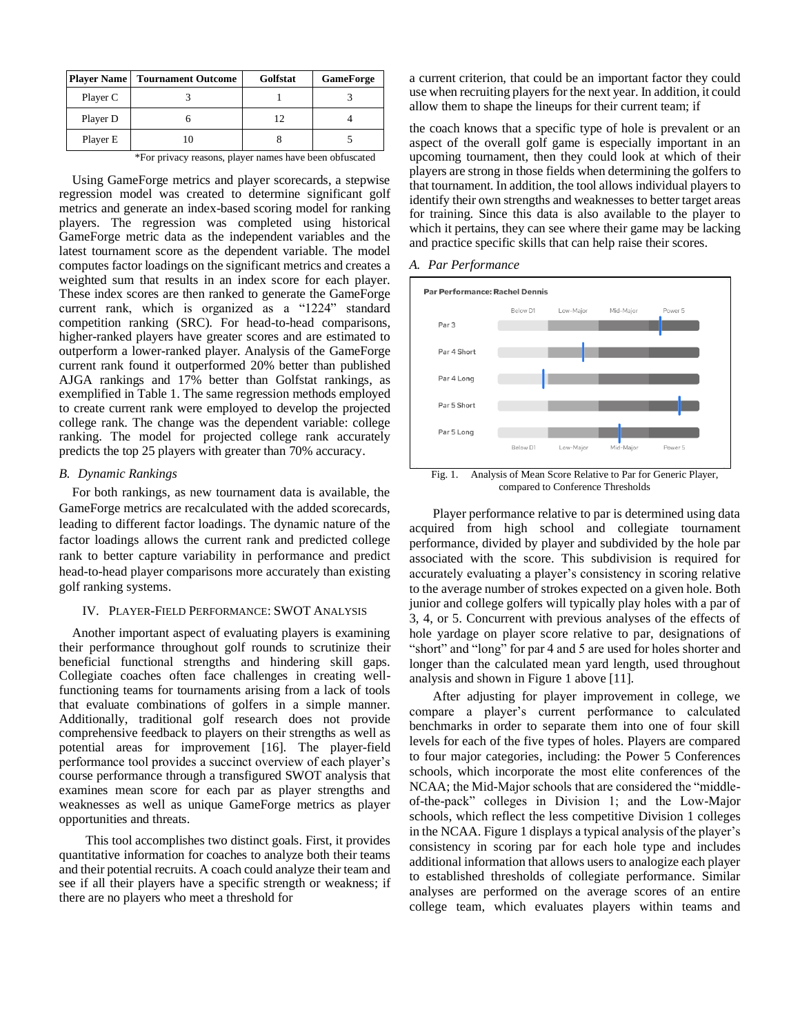| Player Name | Tournament Outcome | Golfstat | GameForge |
|---|---|---|---|
| Player C | 3 | 1 | 3 |
| Player D | 6 | 12 | 4 |
| Player E | 10 | 8 | 5 |

*For privacy reasons, player names have been obfuscated

Using GameForge metrics and player scorecards, a stepwise regression model was created to determine significant golf metrics and generate an index-based scoring model for ranking players. The regression was completed using historical GameForge metric data as the independent variables and the latest tournament score as the dependent variable. The model computes factor loadings on the significant metrics and creates a weighted sum that results in an index score for each player. These index scores are then ranked to generate the GameForge current rank, which is organized as a "1224" standard competition ranking (SRC). For head-to-head comparisons, higher-ranked players have greater scores and are estimated to outperform a lower-ranked player. Analysis of the GameForge current rank found it outperformed 20% better than published AJGA rankings and 17% better than Golfstat rankings, as exemplified in Table 1. The same regression methods employed to create current rank were employed to develop the projected college rank. The change was the dependent variable: college ranking. The model for projected college rank accurately predicts the top 25 players with greater than 70% accuracy.

### B. Dynamic Rankings

For both rankings, as new tournament data is available, the GameForge metrics are recalculated with the added scorecards, leading to different factor loadings. The dynamic nature of the factor loadings allows the current rank and predicted college rank to better capture variability in performance and predict head-to-head player comparisons more accurately than existing golf ranking systems.

## IV. Player-Field Performance: SWOT Analysis

Another important aspect of evaluating players is examining their performance throughout golf rounds to scrutinize their beneficial functional strengths and hindering skill gaps. Collegiate coaches often face challenges in creating well-functioning teams for tournaments arising from a lack of tools that evaluate combinations of golfers in a simple manner. Additionally, traditional golf research does not provide comprehensive feedback to players on their strengths as well as potential areas for improvement [16]. The player-field performance tool provides a succinct overview of each player's course performance through a transfigured SWOT analysis that examines mean score for each par as player strengths and weaknesses as well as unique GameForge metrics as player opportunities and threats.

This tool accomplishes two distinct goals. First, it provides quantitative information for coaches to analyze both their teams and their potential recruits. A coach could analyze their team and see if all their players have a specific strength or weakness; if there are no players who meet a threshold for a current criterion, that could be an important factor they could use when recruiting players for the next year. In addition, it could allow them to shape the lineups for their current team; if the coach knows that a specific type of hole is prevalent or an aspect of the overall golf game is especially important in an upcoming tournament, then they could look at which of their players are strong in those fields when determining the golfers to that tournament. In addition, the tool allows individual players to identify their own strengths and weaknesses to better target areas for training. Since this data is also available to the player to which it pertains, they can see where their game may be lacking and practice specific skills that can help raise their scores.

### A. Par Performance

Fig. 1. Analysis of Mean Score Relative to Par for Generic Player, compared to Conference Thresholds

Player performance relative to par is determined using data acquired from high school and collegiate tournament performance, divided by player and subdivided by the hole par associated with the score. This subdivision is required for accurately evaluating a player's consistency in scoring relative to the average number of strokes expected on a given hole. Both junior and college golfers will typically play holes with a par of 3, 4, or 5. Concurrent with previous analyses of the effects of hole yardage on player score relative to par, designations of "short" and "long" for par 4 and 5 are used for holes shorter and longer than the calculated mean yard length, used throughout analysis and shown in Figure 1 above [11].

After adjusting for player improvement in college, we compare a player's current performance to calculated benchmarks in order to separate them into one of four skill levels for each of the five types of holes. Players are compared to four major categories, including: the Power 5 Conferences schools, which incorporate the most elite conferences of the NCAA; the Mid-Major schools that are considered the "middle-of-the-pack" colleges in Division 1; and the Low-Major schools, which reflect the less competitive Division 1 colleges in the NCAA. Figure 1 displays a typical analysis of the player's consistency in scoring par for each hole type and includes additional information that allows users to analogize each player to established thresholds of collegiate performance. Similar analyses are performed on the average scores of an entire college team, which evaluates players within teams and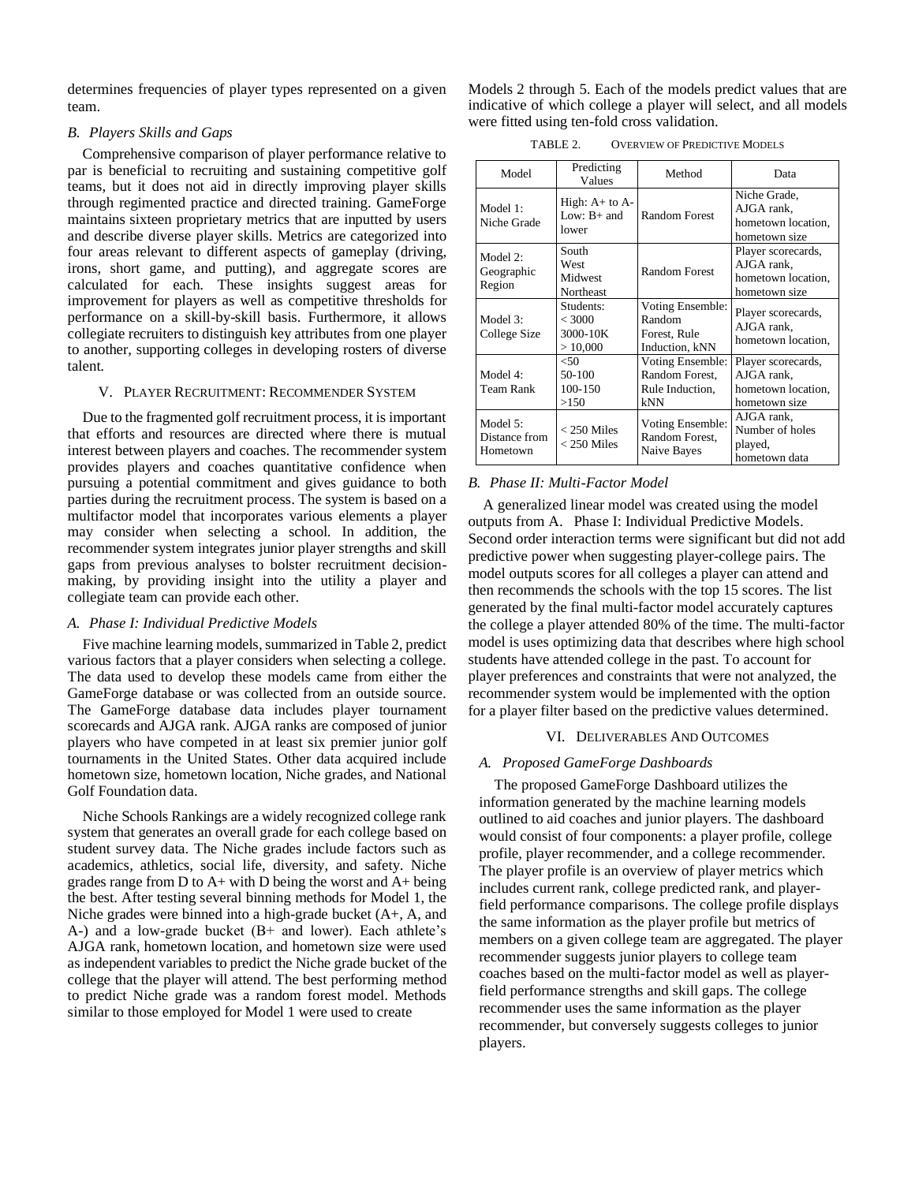determines frequencies of player types represented on a given team.

### B. Players Skills and Gaps

Comprehensive comparison of player performance relative to par is beneficial to recruiting and sustaining competitive golf teams, but it does not aid in directly improving player skills through regimented practice and directed training. GameForge maintains sixteen proprietary metrics that are inputted by users and describe diverse player skills. Metrics are categorized into four areas relevant to different aspects of gameplay (driving, irons, short game, and putting), and aggregate scores are calculated for each. These insights suggest areas for improvement for players as well as competitive thresholds for performance on a skill-by-skill basis. Furthermore, it allows collegiate recruiters to distinguish key attributes from one player to another, supporting colleges in developing rosters of diverse talent.

## V. Player Recruitment: Recommender System

Due to the fragmented golf recruitment process, it is important that efforts and resources are directed where there is mutual interest between players and coaches. The recommender system provides players and coaches quantitative confidence when pursuing a potential commitment and gives guidance to both parties during the recruitment process. The system is based on a multifactor model that incorporates various elements a player may consider when selecting a school. In addition, the recommender system integrates junior player strengths and skill gaps from previous analyses to bolster recruitment decision-making, by providing insight into the utility a player and collegiate team can provide each other.

### A. Phase I: Individual Predictive Models

Five machine learning models, summarized in Table 2, predict various factors that a player considers when selecting a college. The data used to develop these models came from either the GameForge database or was collected from an outside source. The GameForge database data includes player tournament scorecards and AJGA rank. AJGA ranks are composed of junior players who have competed in at least six premier junior golf tournaments in the United States. Other data acquired include hometown size, hometown location, Niche grades, and National Golf Foundation data.

Niche Schools Rankings are a widely recognized college rank system that generates an overall grade for each college based on student survey data. The Niche grades include factors such as academics, athletics, social life, diversity, and safety. Niche grades range from D to A+ with D being the worst and A+ being the best. After testing several binning methods for Model 1, the Niche grades were binned into a high-grade bucket (A+, A, and A-) and a low-grade bucket (B+ and lower). Each athlete's AJGA rank, hometown location, and hometown size were used as independent variables to predict the Niche grade bucket of the college that the player will attend. The best performing method to predict Niche grade was a random forest model. Methods similar to those employed for Model 1 were used to create Models 2 through 5. Each of the models predict values that are indicative of which college a player will select, and all models were fitted using ten-fold cross validation.

TABLE 2. Overview of Predictive Models

| Model | Predicting Values | Method | Data |
|---|---|---|---|
| Model 1: Niche Grade | High: A+ to A-<br>Low: B+ and lower | Random Forest | Niche Grade, AJGA rank, hometown location, hometown size |
| Model 2: Geographic Region | South<br>West<br>Midwest<br>Northeast | Random Forest | Player scorecards, AJGA rank, hometown location, hometown size |
| Model 3: College Size | Students:<br>< 3000<br>3000-10K<br>> 10,000 | Voting Ensemble: Random Forest, Rule Induction, kNN | Player scorecards, AJGA rank, hometown location, |
| Model 4: Team Rank | <50<br>50-100<br>100-150<br>>150 | Voting Ensemble: Random Forest, Rule Induction, kNN | Player scorecards, AJGA rank, hometown location, hometown size |
| Model 5: Distance from Hometown | < 250 Miles<br>< 250 Miles | Voting Ensemble: Random Forest, Naive Bayes | AJGA rank, Number of holes played, hometown data |

### B. Phase II: Multi-Factor Model

A generalized linear model was created using the model outputs from A. Phase I: Individual Predictive Models. Second order interaction terms were significant but did not add predictive power when suggesting player-college pairs. The model outputs scores for all colleges a player can attend and then recommends the schools with the top 15 scores. The list generated by the final multi-factor model accurately captures the college a player attended 80% of the time. The multi-factor model is uses optimizing data that describes where high school students have attended college in the past. To account for player preferences and constraints that were not analyzed, the recommender system would be implemented with the option for a player filter based on the predictive values determined.

## VI. Deliverables And Outcomes

### A. Proposed GameForge Dashboards

The proposed GameForge Dashboard utilizes the information generated by the machine learning models outlined to aid coaches and junior players. The dashboard would consist of four components: a player profile, college profile, player recommender, and a college recommender. The player profile is an overview of player metrics which includes current rank, college predicted rank, and player-field performance comparisons. The college profile displays the same information as the player profile but metrics of members on a given college team are aggregated. The player recommender suggests junior players to college team coaches based on the multi-factor model as well as player-field performance strengths and skill gaps. The college recommender uses the same information as the player recommender, but conversely suggests colleges to junior players.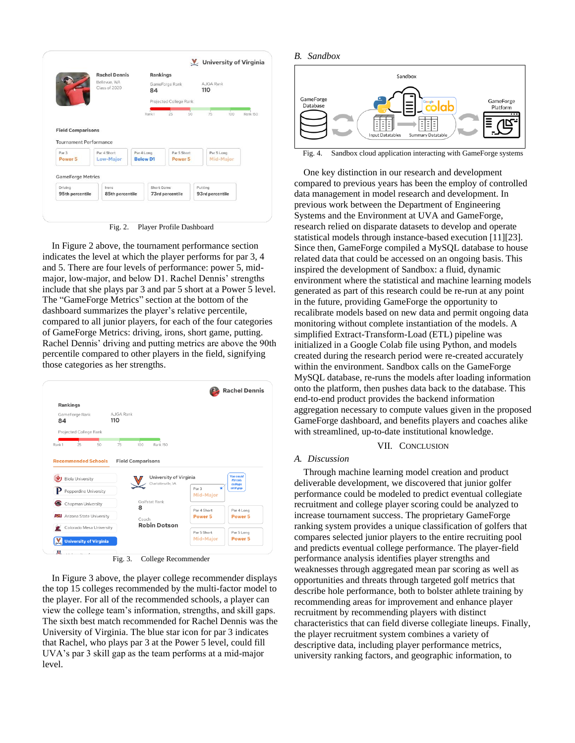Fig. 2. Player Profile Dashboard

In Figure 2 above, the tournament performance section indicates the level at which the player performs for par 3, 4 and 5. There are four levels of performance: power 5, mid-major, low-major, and below D1. Rachel Dennis' strengths include that she plays par 3 and par 5 short at a Power 5 level. The "GameForge Metrics" section at the bottom of the dashboard summarizes the player's relative percentile, compared to all junior players, for each of the four categories of GameForge Metrics: driving, irons, short game, putting. Rachel Dennis' driving and putting metrics are above the 90th percentile compared to other players in the field, signifying those categories as her strengths.

Fig. 3. College Recommender

In Figure 3 above, the player college recommender displays the top 15 colleges recommended by the multi-factor model to the player. For all of the recommended schools, a player can view the college team's information, strengths, and skill gaps. The sixth best match recommended for Rachel Dennis was the University of Virginia. The blue star icon for par 3 indicates that Rachel, who plays par 3 at the Power 5 level, could fill UVA's par 3 skill gap as the team performs at a mid-major level.

### B. Sandbox

Fig. 4. Sandbox cloud application interacting with GameForge systems

One key distinction in our research and development compared to previous years has been the employ of controlled data management in model research and development. In previous work between the Department of Engineering Systems and the Environment at UVA and GameForge, research relied on disparate datasets to develop and operate statistical models through instance-based execution [11][23]. Since then, GameForge compiled a MySQL database to house related data that could be accessed on an ongoing basis. This inspired the development of Sandbox: a fluid, dynamic environment where the statistical and machine learning models generated as part of this research could be re-run at any point in the future, providing GameForge the opportunity to recalibrate models based on new data and permit ongoing data monitoring without complete instantiation of the models. A simplified Extract-Transform-Load (ETL) pipeline was initialized in a Google Colab file using Python, and models created during the research period were re-created accurately within the environment. Sandbox calls on the GameForge MySQL database, re-runs the models after loading information onto the platform, then pushes data back to the database. This end-to-end product provides the backend information aggregation necessary to compute values given in the proposed GameForge dashboard, and benefits players and coaches alike with streamlined, up-to-date institutional knowledge.

## VII. Conclusion

### A. Discussion

Through machine learning model creation and product deliverable development, we discovered that junior golfer performance could be modeled to predict eventual collegiate recruitment and college player scoring could be analyzed to increase tournament success. The proprietary GameForge ranking system provides a unique classification of golfers that compares selected junior players to the entire recruiting pool and predicts eventual college performance. The player-field performance analysis identifies player strengths and weaknesses through aggregated mean par scoring as well as opportunities and threats through targeted golf metrics that describe hole performance, both to bolster athlete training by recommending areas for improvement and enhance player recruitment by recommending players with distinct characteristics that can field diverse collegiate lineups. Finally, the player recruitment system combines a variety of descriptive data, including player performance metrics, university ranking factors, and geographic information, to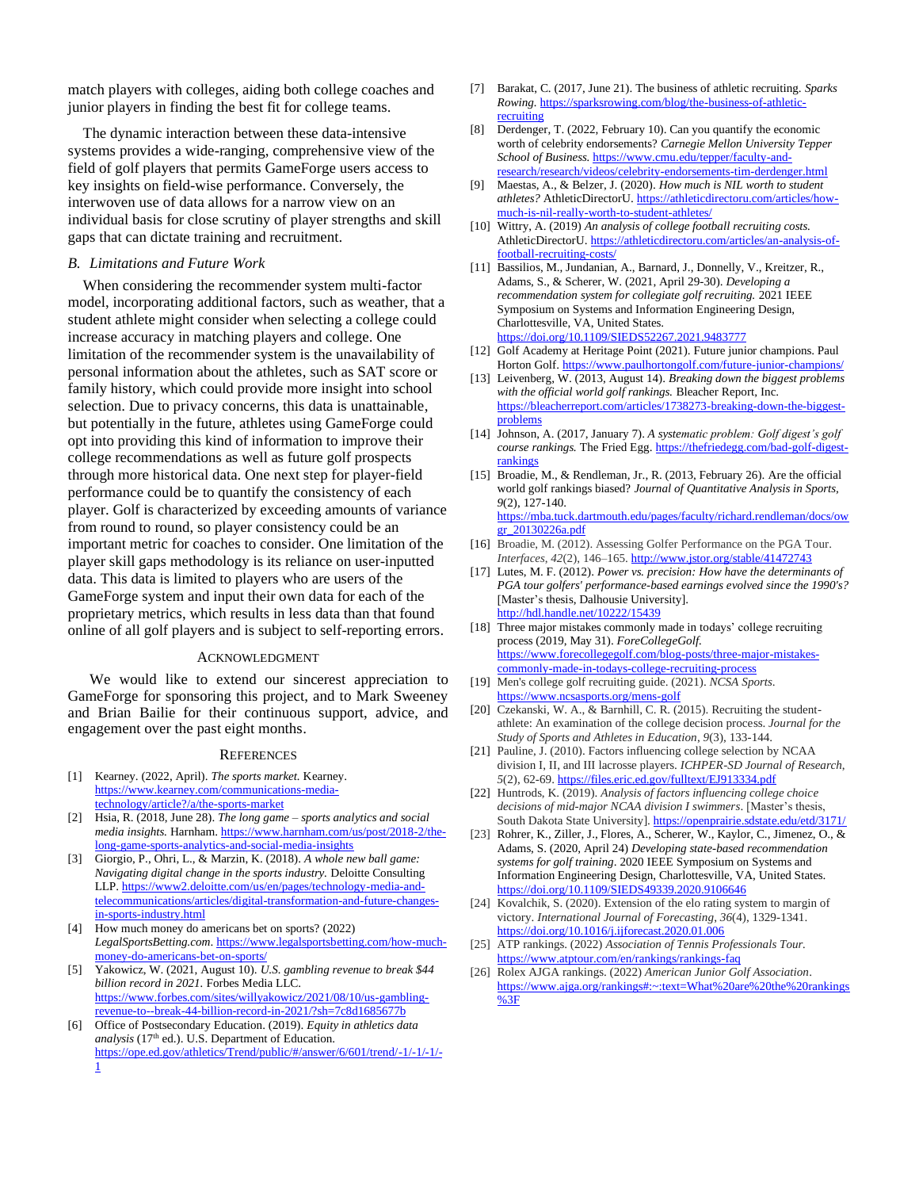match players with colleges, aiding both college coaches and junior players in finding the best fit for college teams.

The dynamic interaction between these data-intensive systems provides a wide-ranging, comprehensive view of the field of golf players that permits GameForge users access to key insights on field-wise performance. Conversely, the interwoven use of data allows for a narrow view on an individual basis for close scrutiny of player strengths and skill gaps that can dictate training and recruitment.

### *B. Limitations and Future Work*

When considering the recommender system multi-factor model, incorporating additional factors, such as weather, that a student athlete might consider when selecting a college could increase accuracy in matching players and college. One limitation of the recommender system is the unavailability of personal information about the athletes, such as SAT score or family history, which could provide more insight into school selection. Due to privacy concerns, this data is unattainable, but potentially in the future, athletes using GameForge could opt into providing this kind of information to improve their college recommendations as well as future golf prospects through more historical data. One next step for player-field performance could be to quantify the consistency of each player. Golf is characterized by exceeding amounts of variance from round to round, so player consistency could be an important metric for coaches to consider. One limitation of the player skill gaps methodology is its reliance on user-inputted data. This data is limited to players who are users of the GameForge system and input their own data for each of the proprietary metrics, which results in less data than that found online of all golf players and is subject to self-reporting errors.

## ACKNOWLEDGMENT

We would like to extend our sincerest appreciation to GameForge for sponsoring this project, and to Mark Sweeney and Brian Bailie for their continuous support, advice, and engagement over the past eight months.

## REFERENCES

[1] Kearney. (2022, April). *The sports market.* Kearney. https://www.kearney.com/communications-media-technology/article?/a/the-sports-market

[2] Hsia, R. (2018, June 28). *The long game – sports analytics and social media insights.* Harnham. https://www.harnham.com/us/post/2018-2/the-long-game-sports-analytics-and-social-media-insights

[3] Giorgio, P., Ohri, L., & Marzin, K. (2018). *A whole new ball game: Navigating digital change in the sports industry.* Deloitte Consulting LLP. https://www2.deloitte.com/us/en/pages/technology-media-and-telecommunications/articles/digital-transformation-and-future-changes-in-sports-industry.html

[4] How much money do americans bet on sports? (2022) *LegalSportsBetting.com*. https://www.legalsportsbetting.com/how-much-money-do-americans-bet-on-sports/

[5] Yakowicz, W. (2021, August 10). *U.S. gambling revenue to break $44 billion record in 2021.* Forbes Media LLC. https://www.forbes.com/sites/willyakowicz/2021/08/10/us-gambling-revenue-to--break-44-billion-record-in-2021/?sh=7c8d1685677b

[6] Office of Postsecondary Education. (2019). *Equity in athletics data analysis* (17th ed.). U.S. Department of Education. https://ope.ed.gov/athletics/Trend/public/#/answer/6/601/trend/-1/-1/-1/-1

[7] Barakat, C. (2017, June 21). The business of athletic recruiting. *Sparks Rowing.* https://sparksrowing.com/blog/the-business-of-athletic-recruiting

[8] Derdenger, T. (2022, February 10). Can you quantify the economic worth of celebrity endorsements? *Carnegie Mellon University Tepper School of Business.* https://www.cmu.edu/tepper/faculty-and-research/research/videos/celebrity-endorsements-tim-derdenger.html

[9] Maestas, A., & Belzer, J. (2020). *How much is NIL worth to student athletes?* AthleticDirectorU. https://athleticdirectoru.com/articles/how-much-is-nil-really-worth-to-student-athletes/

[10] Wittry, A. (2019) *An analysis of college football recruiting costs.* AthleticDirectorU. https://athleticdirectoru.com/articles/an-analysis-of-football-recruiting-costs/

[11] Bassilios, M., Jundanian, A., Barnard, J., Donnelly, V., Kreitzer, R., Adams, S., & Scherer, W. (2021, April 29-30). *Developing a recommendation system for collegiate golf recruiting.* 2021 IEEE Symposium on Systems and Information Engineering Design, Charlottesville, VA, United States. https://doi.org/10.1109/SIEDS52267.2021.9483777

[12] Golf Academy at Heritage Point (2021). Future junior champions. Paul Horton Golf. https://www.paulhortongolf.com/future-junior-champions/

[13] Leivenberg, W. (2013, August 14). *Breaking down the biggest problems with the official world golf rankings.* Bleacher Report, Inc. https://bleacherreport.com/articles/1738273-breaking-down-the-biggest-problems

[14] Johnson, A. (2017, January 7). *A systematic problem: Golf digest's golf course rankings.* The Fried Egg. https://thefriedegg.com/bad-golf-digest-rankings

[15] Broadie, M., & Rendleman, Jr., R. (2013, February 26). Are the official world golf rankings biased? *Journal of Quantitative Analysis in Sports, 9*(2), 127-140. https://mba.tuck.dartmouth.edu/pages/faculty/richard.rendleman/docs/owgr_20130226a.pdf

[16] Broadie, M. (2012). Assessing Golfer Performance on the PGA Tour. *Interfaces, 42*(2), 146–165. http://www.jstor.org/stable/41472743

[17] Lutes, M. F. (2012). *Power vs. precision: How have the determinants of PGA tour golfers' performance-based earnings evolved since the 1990's?* [Master's thesis, Dalhousie University]. http://hdl.handle.net/10222/15439

[18] Three major mistakes commonly made in todays' college recruiting process (2019, May 31). *ForeCollegeGolf.* https://www.forecollegegolf.com/blog-posts/three-major-mistakes-commonly-made-in-todays-college-recruiting-process

[19] Men's college golf recruiting guide. (2021). *NCSA Sports*. https://www.ncsasports.org/mens-golf

[20] Czekanski, W. A., & Barnhill, C. R. (2015). Recruiting the student-athlete: An examination of the college decision process. *Journal for the Study of Sports and Athletes in Education*, *9*(3), 133-144.

[21] Pauline, J. (2010). Factors influencing college selection by NCAA division I, II, and III lacrosse players. *ICHPER-SD Journal of Research, 5*(2), 62-69. https://files.eric.ed.gov/fulltext/EJ913334.pdf

[22] Huntrods, K. (2019). *Analysis of factors influencing college choice decisions of mid-major NCAA division I swimmers*. [Master's thesis, South Dakota State University]. https://openprairie.sdstate.edu/etd/3171/

[23] Rohrer, K., Ziller, J., Flores, A., Scherer, W., Kaylor, C., Jimenez, O., & Adams, S. (2020, April 24) *Developing state-based recommendation systems for golf training*. 2020 IEEE Symposium on Systems and Information Engineering Design, Charlottesville, VA, United States. https://doi.org/10.1109/SIEDS49339.2020.9106646

[24] Kovalchik, S. (2020). Extension of the elo rating system to margin of victory. *International Journal of Forecasting*, *36*(4), 1329-1341. https://doi.org/10.1016/j.ijforecast.2020.01.006

[25] ATP rankings. (2022) *Association of Tennis Professionals Tour.* https://www.atptour.com/en/rankings/rankings-faq

[26] Rolex AJGA rankings. (2022) *American Junior Golf Association*. https://www.ajga.org/rankings#:~:text=What%20are%20the%20rankings%3F